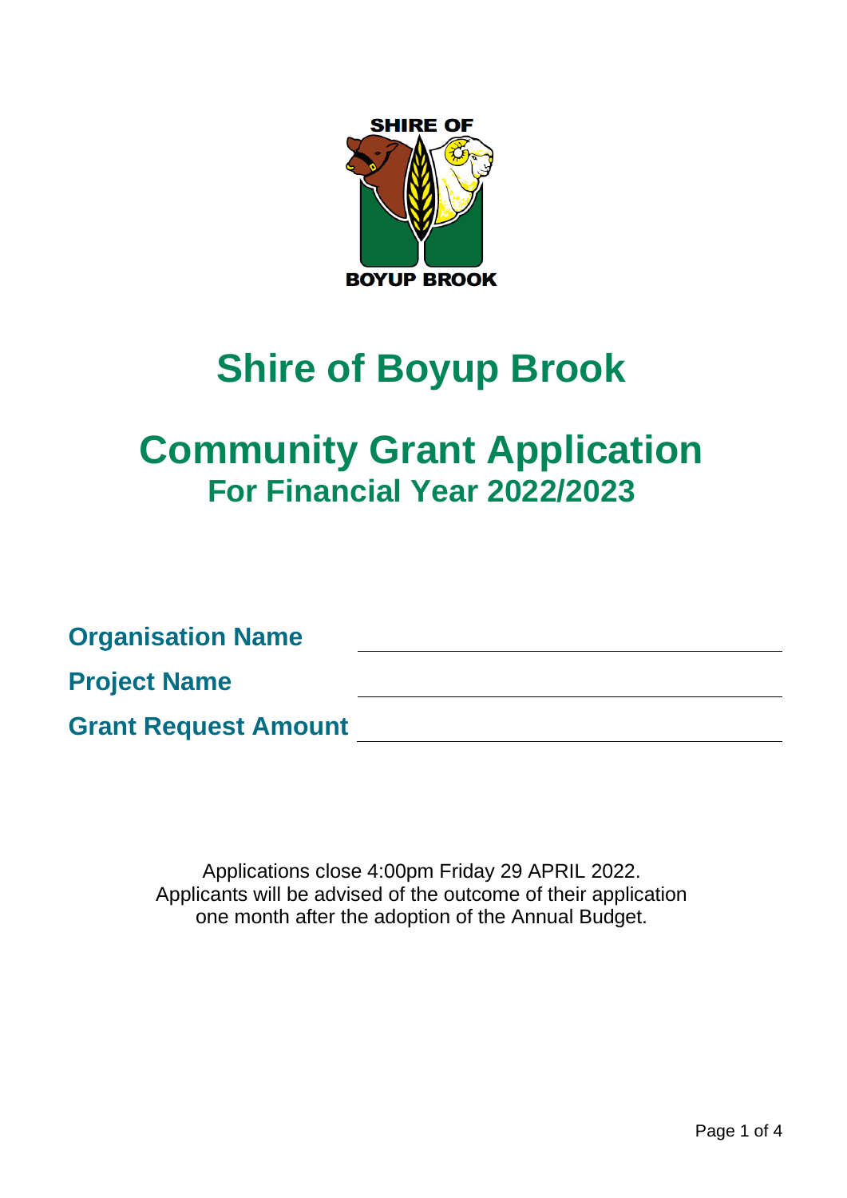SHIRE OF

BOYUP BROOK

# Shire of Boyup Brook

# Community Grant Application
## For Financial Year 2022/2023

**Organisation Name** ______________________________

**Project Name** ______________________________

**Grant Request Amount** ______________________________

Applications close 4:00pm Friday 29 APRIL 2022.
Applicants will be advised of the outcome of their application one month after the adoption of the Annual Budget.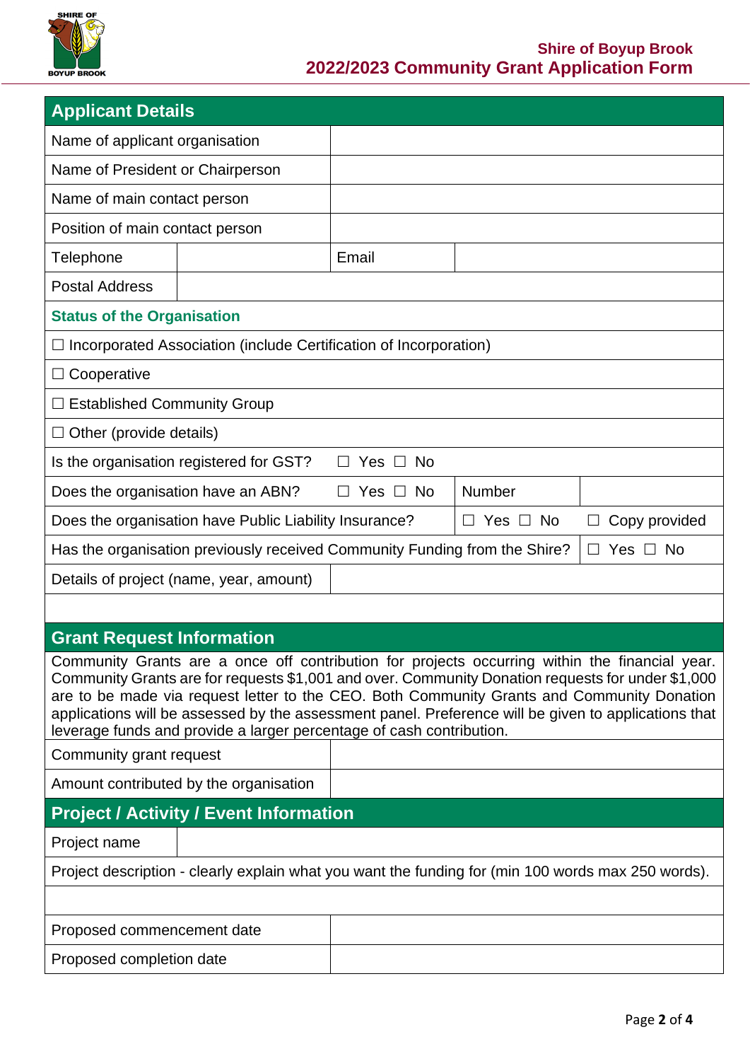**Shire of Boyup Brook**
**2022/2023 Community Grant Application Form**

## Applicant Details

| | | | |
|---|---|---|---|
| Name of applicant organisation | | | |
| Name of President or Chairperson | | | |
| Name of main contact person | | | |
| Position of main contact person | | | |
| Telephone | | Email | |
| Postal Address | | | |

### Status of the Organisation

☐ Incorporated Association (include Certification of Incorporation)

☐ Cooperative

☐ Established Community Group

☐ Other (provide details)

| | | | |
|---|---|---|---|
| Is the organisation registered for GST? | ☐ Yes ☐ No | | |
| Does the organisation have an ABN? | ☐ Yes ☐ No | Number | |
| Does the organisation have Public Liability Insurance? | | ☐ Yes ☐ No | ☐ Copy provided |
| Has the organisation previously received Community Funding from the Shire? | | | ☐ Yes ☐ No |
| Details of project (name, year, amount) | | | |

## Grant Request Information

Community Grants are a once off contribution for projects occurring within the financial year. Community Grants are for requests $1,001 and over. Community Donation requests for under $1,000 are to be made via request letter to the CEO. Both Community Grants and Community Donation applications will be assessed by the assessment panel. Preference will be given to applications that leverage funds and provide a larger percentage of cash contribution.

| | |
|---|---|
| Community grant request | |
| Amount contributed by the organisation | |

## Project / Activity / Event Information

| | |
|---|---|
| Project name | |

Project description - clearly explain what you want the funding for (min 100 words max 250 words).

| | |
|---|---|
| Proposed commencement date | |
| Proposed completion date | |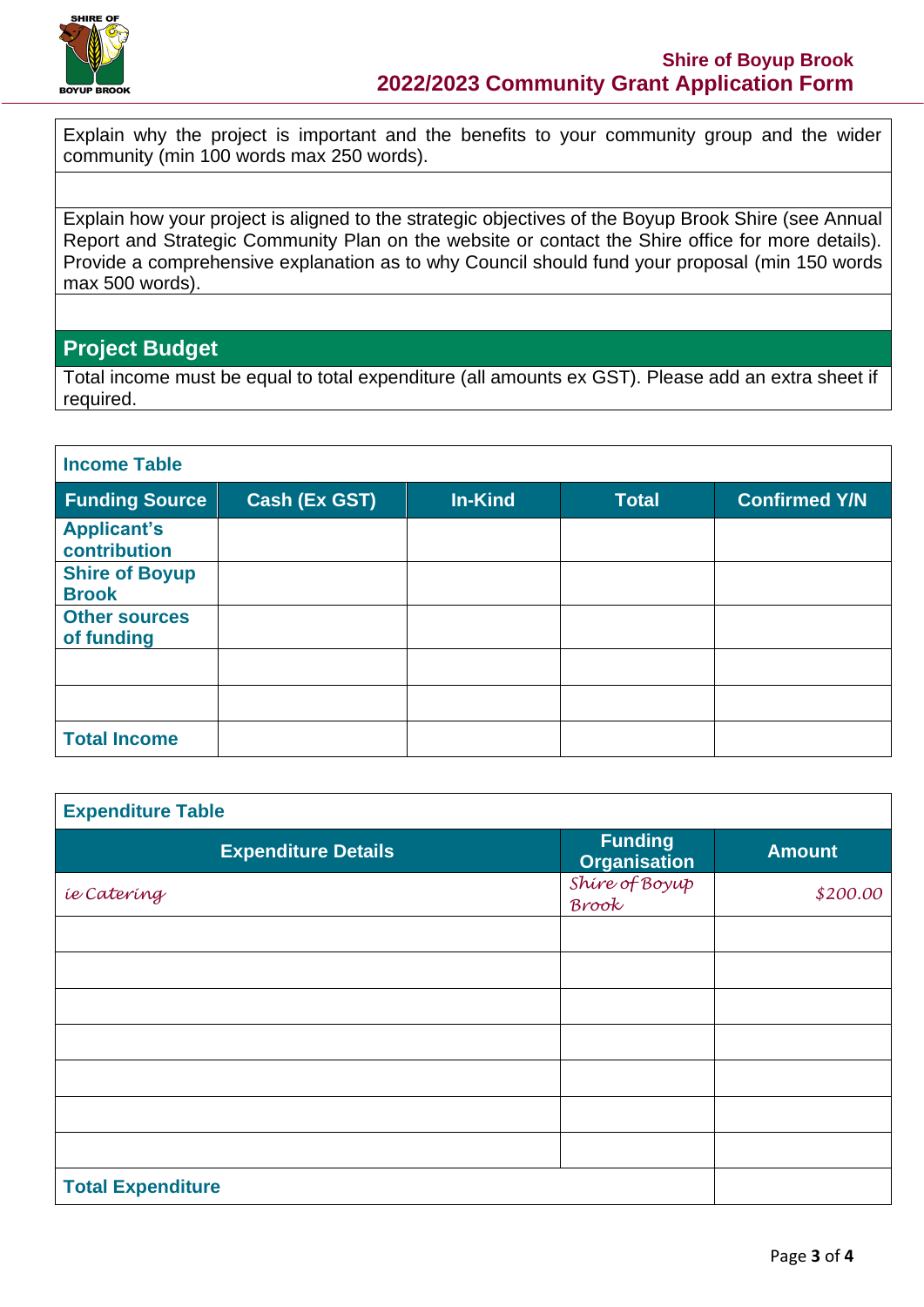| Explain why the project is important and the benefits to your community group and the wider community (min 100 words max 250 words). |
| --- |
| |

| Explain how your project is aligned to the strategic objectives of the Boyup Brook Shire (see Annual Report and Strategic Community Plan on the website or contact the Shire office for more details). Provide a comprehensive explanation as to why Council should fund your proposal (min 150 words max 500 words). |
| --- |
| |

## Project Budget

Total income must be equal to total expenditure (all amounts ex GST). Please add an extra sheet if required.

**Income Table**

| Funding Source | Cash (Ex GST) | In-Kind | Total | Confirmed Y/N |
| --- | --- | --- | --- | --- |
| **Applicant's contribution** | | | | |
| **Shire of Boyup Brook** | | | | |
| **Other sources of funding** | | | | |
| | | | | |
| | | | | |
| **Total Income** | | | | |

**Expenditure Table**

| Expenditure Details | Funding Organisation | Amount |
| --- | --- | --- |
| *ie Catering* | *Shire of Boyup Brook* | *$200.00* |
| | | |
| | | |
| | | |
| | | |
| | | |
| | | |
| | | |
| **Total Expenditure** | | |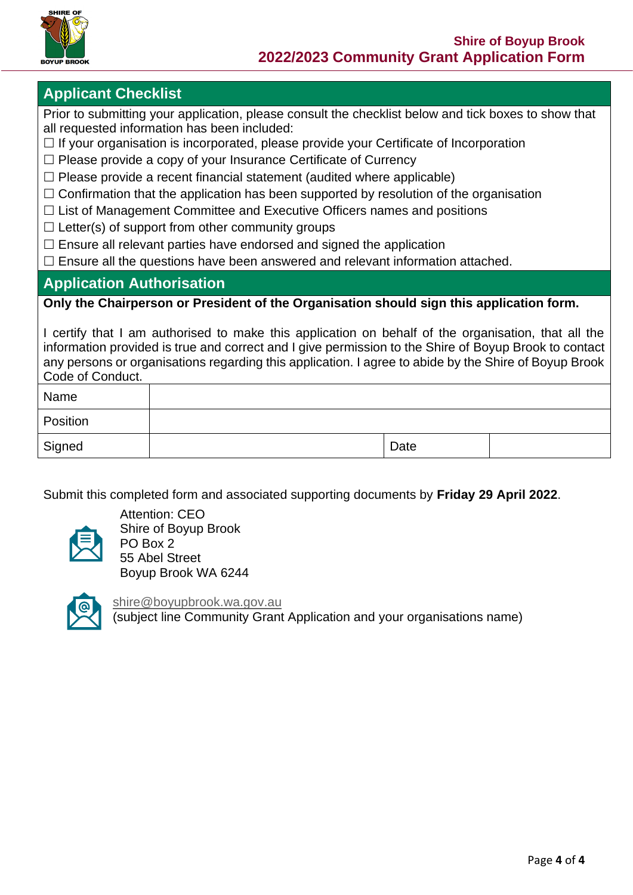## Applicant Checklist

Prior to submitting your application, please consult the checklist below and tick boxes to show that all requested information has been included:

☐ If your organisation is incorporated, please provide your Certificate of Incorporation
☐ Please provide a copy of your Insurance Certificate of Currency
☐ Please provide a recent financial statement (audited where applicable)
☐ Confirmation that the application has been supported by resolution of the organisation
☐ List of Management Committee and Executive Officers names and positions
☐ Letter(s) of support from other community groups
☐ Ensure all relevant parties have endorsed and signed the application
☐ Ensure all the questions have been answered and relevant information attached.

## Application Authorisation

**Only the Chairperson or President of the Organisation should sign this application form.**

I certify that I am authorised to make this application on behalf of the organisation, that all the information provided is true and correct and I give permission to the Shire of Boyup Brook to contact any persons or organisations regarding this application. I agree to abide by the Shire of Boyup Brook Code of Conduct.

| | | | |
|---|---|---|---|
| Name | | | |
| Position | | | |
| Signed | | Date | |

Submit this completed form and associated supporting documents by **Friday 29 April 2022**.

Attention: CEO
Shire of Boyup Brook
PO Box 2
55 Abel Street
Boyup Brook WA 6244

shire@boyupbrook.wa.gov.au
(subject line Community Grant Application and your organisations name)